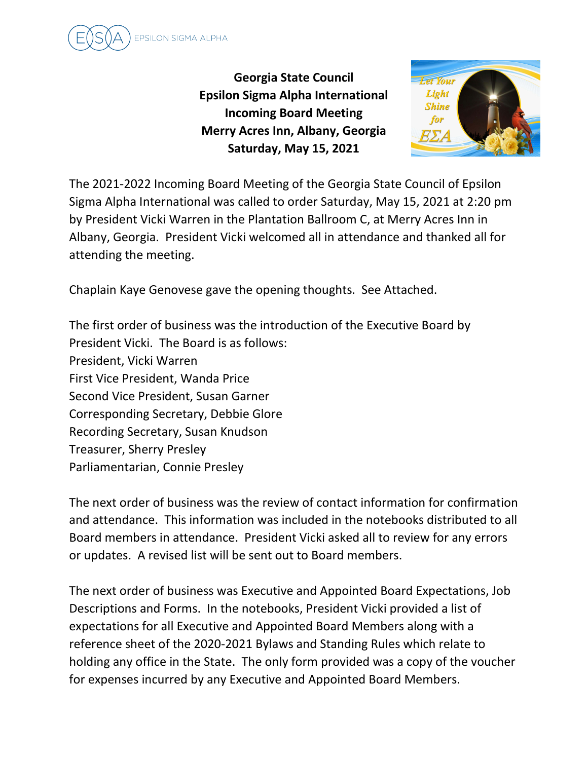**Georgia State Council**
**Epsilon Sigma Alpha International**
**Incoming Board Meeting**
**Merry Acres Inn, Albany, Georgia**
**Saturday, May 15, 2021**

The 2021-2022 Incoming Board Meeting of the Georgia State Council of Epsilon Sigma Alpha International was called to order Saturday, May 15, 2021 at 2:20 pm by President Vicki Warren in the Plantation Ballroom C, at Merry Acres Inn in Albany, Georgia. President Vicki welcomed all in attendance and thanked all for attending the meeting.

Chaplain Kaye Genovese gave the opening thoughts. See Attached.

The first order of business was the introduction of the Executive Board by President Vicki. The Board is as follows:
President, Vicki Warren
First Vice President, Wanda Price
Second Vice President, Susan Garner
Corresponding Secretary, Debbie Glore
Recording Secretary, Susan Knudson
Treasurer, Sherry Presley
Parliamentarian, Connie Presley

The next order of business was the review of contact information for confirmation and attendance. This information was included in the notebooks distributed to all Board members in attendance. President Vicki asked all to review for any errors or updates. A revised list will be sent out to Board members.

The next order of business was Executive and Appointed Board Expectations, Job Descriptions and Forms. In the notebooks, President Vicki provided a list of expectations for all Executive and Appointed Board Members along with a reference sheet of the 2020-2021 Bylaws and Standing Rules which relate to holding any office in the State. The only form provided was a copy of the voucher for expenses incurred by any Executive and Appointed Board Members.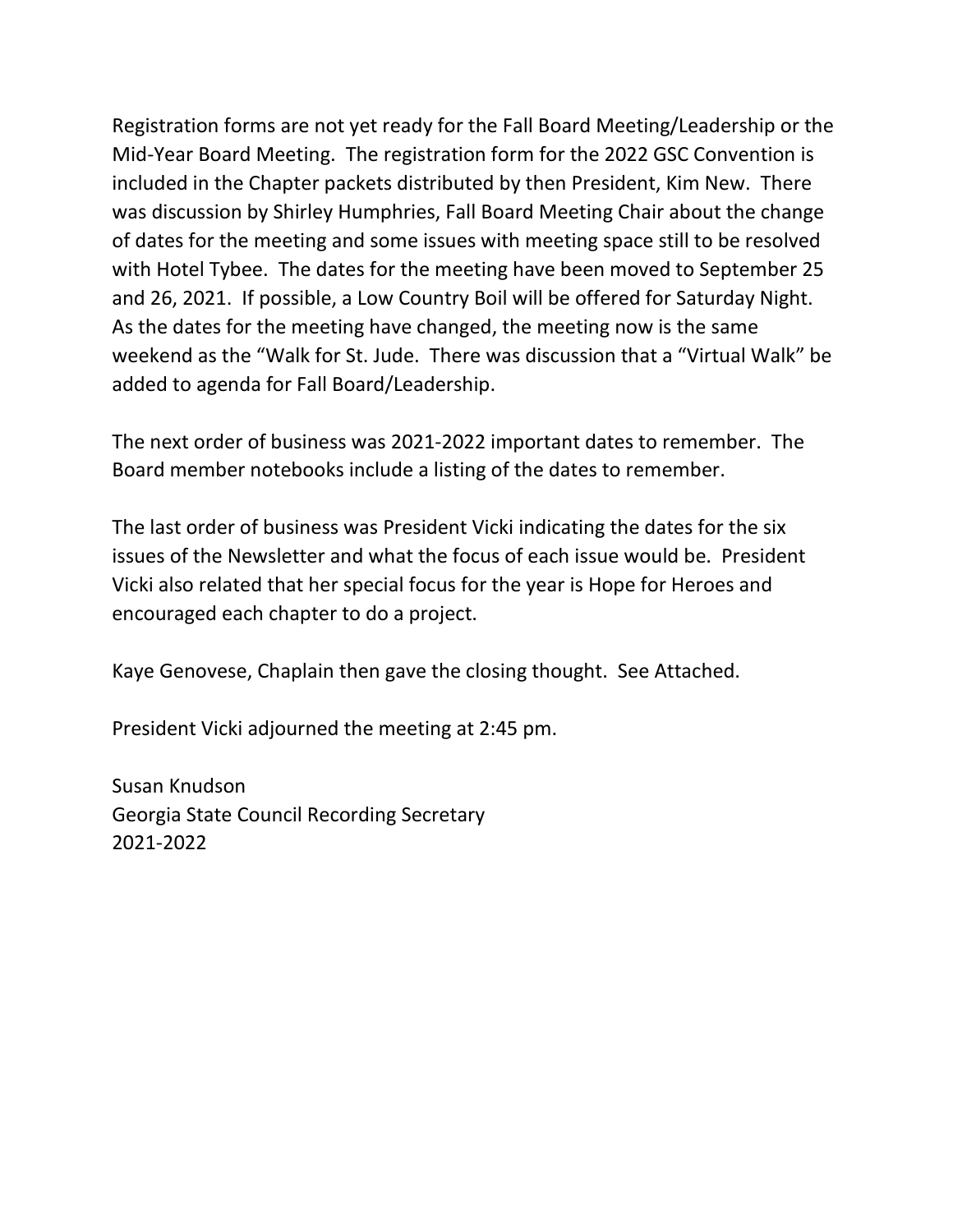Registration forms are not yet ready for the Fall Board Meeting/Leadership or the Mid-Year Board Meeting. The registration form for the 2022 GSC Convention is included in the Chapter packets distributed by then President, Kim New. There was discussion by Shirley Humphries, Fall Board Meeting Chair about the change of dates for the meeting and some issues with meeting space still to be resolved with Hotel Tybee. The dates for the meeting have been moved to September 25 and 26, 2021. If possible, a Low Country Boil will be offered for Saturday Night. As the dates for the meeting have changed, the meeting now is the same weekend as the "Walk for St. Jude. There was discussion that a "Virtual Walk" be added to agenda for Fall Board/Leadership.

The next order of business was 2021-2022 important dates to remember. The Board member notebooks include a listing of the dates to remember.

The last order of business was President Vicki indicating the dates for the six issues of the Newsletter and what the focus of each issue would be. President Vicki also related that her special focus for the year is Hope for Heroes and encouraged each chapter to do a project.

Kaye Genovese, Chaplain then gave the closing thought. See Attached.

President Vicki adjourned the meeting at 2:45 pm.

Susan Knudson
Georgia State Council Recording Secretary
2021-2022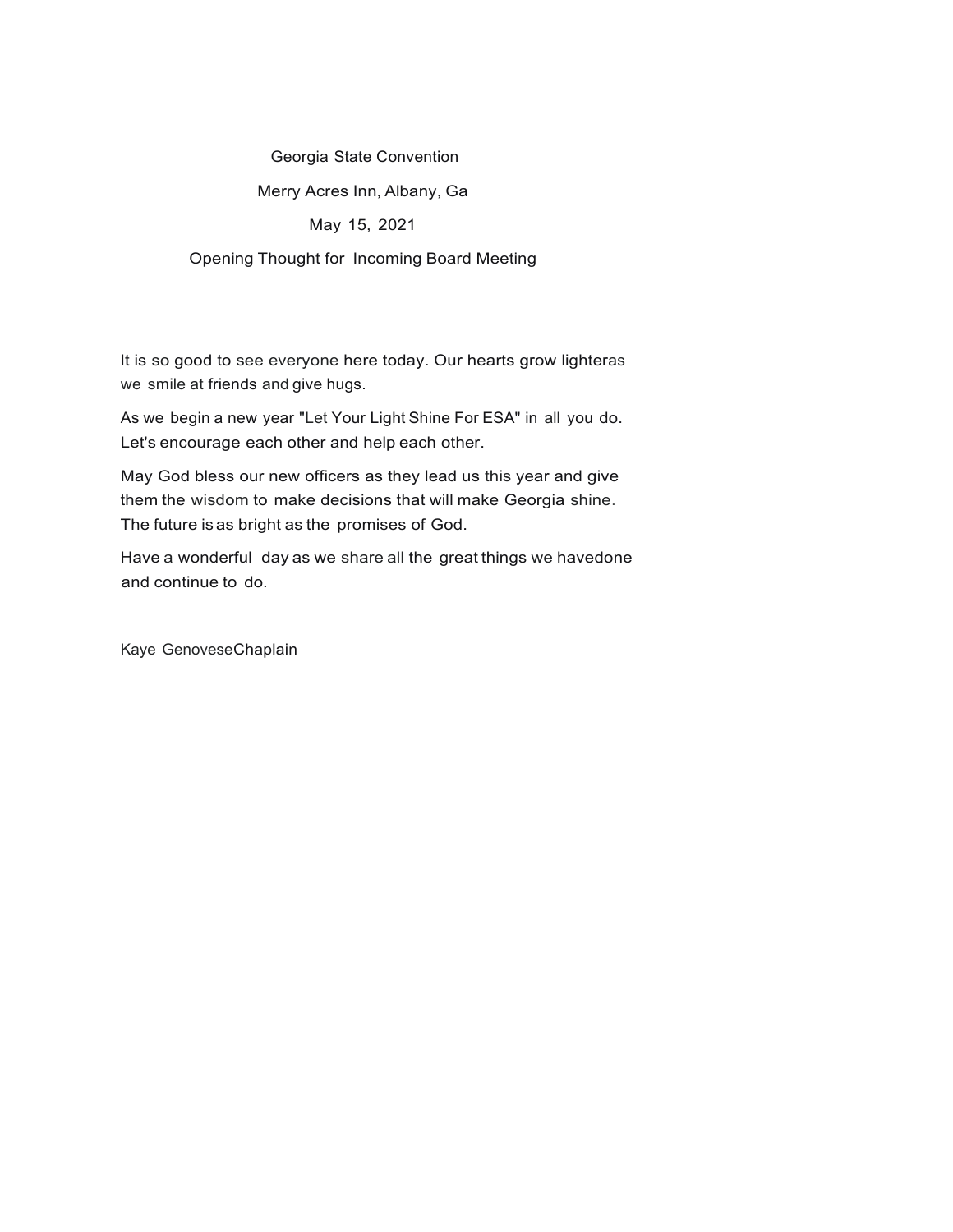Georgia State Convention

Merry Acres Inn, Albany, Ga

May 15, 2021

Opening Thought for Incoming Board Meeting

It is so good to see everyone here today. Our hearts grow lighteras we smile at friends and give hugs.

As we begin a new year "Let Your Light Shine For ESA" in all you do. Let's encourage each other and help each other.

May God bless our new officers as they lead us this year and give them the wisdom to make decisions that will make Georgia shine. The future is as bright as the promises of God.

Have a wonderful day as we share all the great things we havedone and continue to do.

Kaye GenoveseChaplain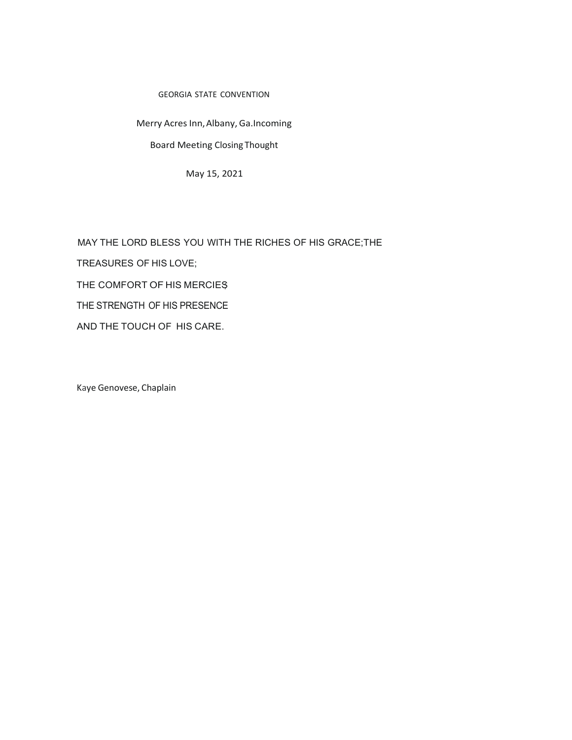GEORGIA STATE CONVENTION

Merry Acres Inn, Albany, Ga.Incoming

Board Meeting Closing Thought

May 15, 2021

MAY THE LORD BLESS YOU WITH THE RICHES OF HIS GRACE;THE

TREASURES OF HIS LOVE;

THE COMFORT OF HIS MERCIES;

THE STRENGTH OF HIS PRESENCE

AND THE TOUCH OF HIS CARE.

Kaye Genovese, Chaplain